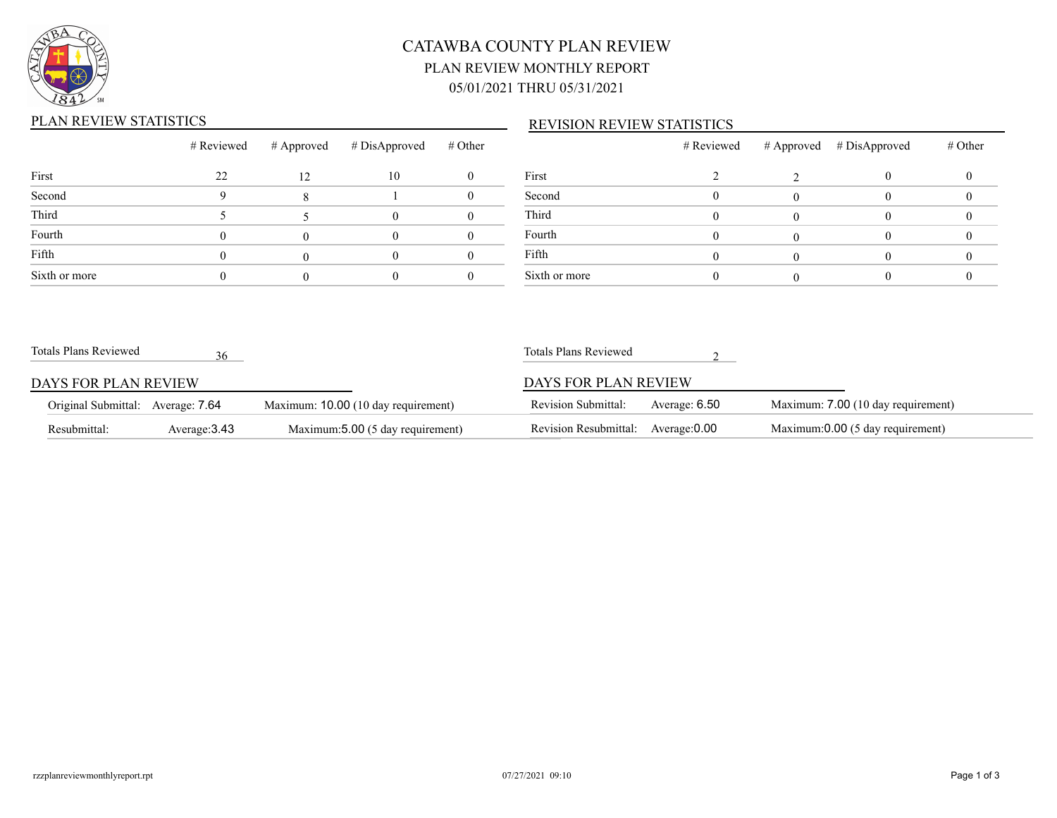# CATAWBA COUNTY PLAN REVIEW

## PLAN REVIEW MONTHLY REPORT

## 05/01/2021 THRU 05/31/2021

### PLAN REVIEW STATISTICS

| | # Reviewed | # Approved | # DisApproved | # Other |
|---|---|---|---|---|
| First | 22 | 12 | 10 | 0 |
| Second | 9 | 8 | 1 | 0 |
| Third | 5 | 5 | 0 | 0 |
| Fourth | 0 | 0 | 0 | 0 |
| Fifth | 0 | 0 | 0 | 0 |
| Sixth or more | 0 | 0 | 0 | 0 |

Totals Plans Reviewed 36

### DAYS FOR PLAN REVIEW

| | | |
|---|---|---|
| Original Submittal: | Average: 7.64 | Maximum: 10.00 (10 day requirement) |
| Resubmittal: | Average:3.43 | Maximum:5.00 (5 day requirement) |

### REVISION REVIEW STATISTICS

| | # Reviewed | # Approved | # DisApproved | # Other |
|---|---|---|---|---|
| First | 2 | 2 | 0 | 0 |
| Second | 0 | 0 | 0 | 0 |
| Third | 0 | 0 | 0 | 0 |
| Fourth | 0 | 0 | 0 | 0 |
| Fifth | 0 | 0 | 0 | 0 |
| Sixth or more | 0 | 0 | 0 | 0 |

Totals Plans Reviewed 2

### DAYS FOR PLAN REVIEW

| | | |
|---|---|---|
| Revision Submittal: | Average: 6.50 | Maximum: 7.00 (10 day requirement) |
| Revision Resubmittal: | Average:0.00 | Maximum:0.00 (5 day requirement) |

rzzplanreviewmonthlyreport.rpt 07/27/2021 09:10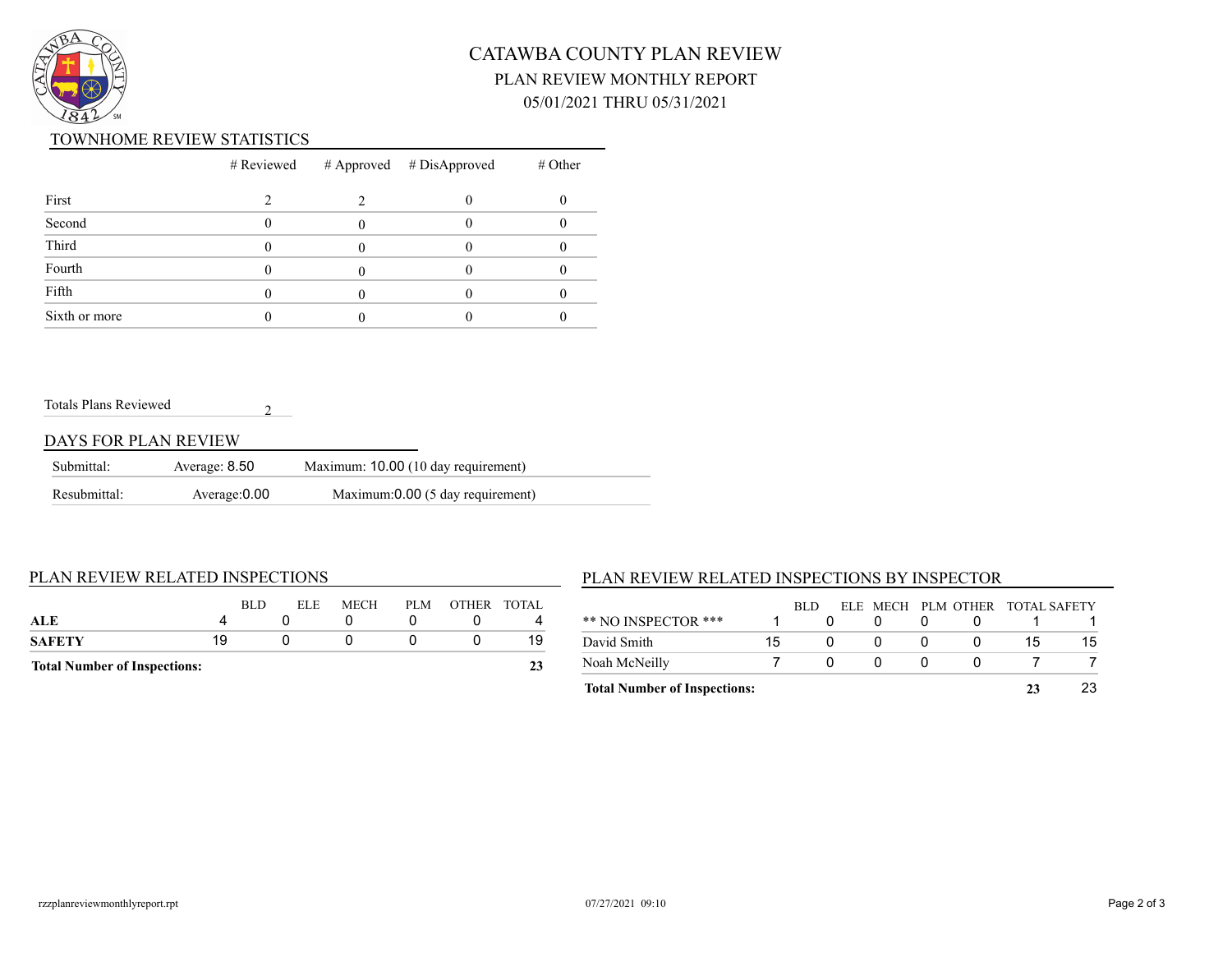# CATAWBA COUNTY PLAN REVIEW

## PLAN REVIEW MONTHLY REPORT

## 05/01/2021 THRU 05/31/2021

### TOWNHOME REVIEW STATISTICS

| | # Reviewed | # Approved | # DisApproved | # Other |
|---|---|---|---|---|
| First | 2 | 2 | 0 | 0 |
| Second | 0 | 0 | 0 | 0 |
| Third | 0 | 0 | 0 | 0 |
| Fourth | 0 | 0 | 0 | 0 |
| Fifth | 0 | 0 | 0 | 0 |
| Sixth or more | 0 | 0 | 0 | 0 |

Totals Plans Reviewed 2

### DAYS FOR PLAN REVIEW

| | | |
|---|---|---|
| Submittal: | Average: 8.50 | Maximum: 10.00 (10 day requirement) |
| Resubmittal: | Average:0.00 | Maximum:0.00 (5 day requirement) |

### PLAN REVIEW RELATED INSPECTIONS

| | BLD | ELE | MECH | PLM | OTHER | TOTAL |
|---|---|---|---|---|---|---|
| **ALE** | 4 | 0 | 0 | 0 | 0 | 4 |
| **SAFETY** | 19 | 0 | 0 | 0 | 0 | 19 |
| **Total Number of Inspections:** | | | | | | **23** |

### PLAN REVIEW RELATED INSPECTIONS BY INSPECTOR

| | BLD | ELE | MECH | PLM | OTHER | TOTAL | SAFETY |
|---|---|---|---|---|---|---|---|
| ** NO INSPECTOR *** | 1 | 0 | 0 | 0 | 0 | 1 | 1 |
| David Smith | 15 | 0 | 0 | 0 | 0 | 15 | 15 |
| Noah McNeilly | 7 | 0 | 0 | 0 | 0 | 7 | 7 |
| **Total Number of Inspections:** | | | | | | **23** | 23 |

rzzplanreviewmonthlyreport.rpt 07/27/2021 09:10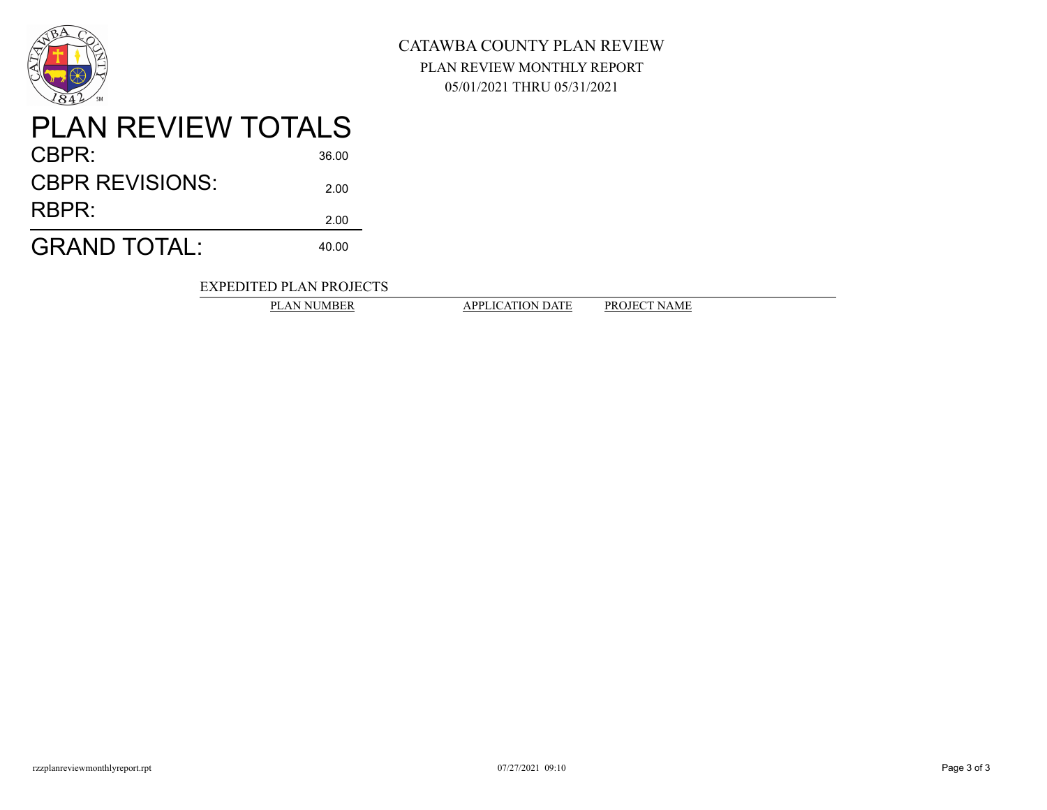CATAWBA COUNTY PLAN REVIEW

PLAN REVIEW MONTHLY REPORT

05/01/2021 THRU 05/31/2021

# PLAN REVIEW TOTALS

| | |
|---|---|
| CBPR: | 36.00 |
| CBPR REVISIONS: | 2.00 |
| RBPR: | 2.00 |
| GRAND TOTAL: | 40.00 |

EXPEDITED PLAN PROJECTS

| PLAN NUMBER | APPLICATION DATE | PROJECT NAME |
|---|---|---|

rzzplanreviewmonthlyreport.rpt 07/27/2021 09:10